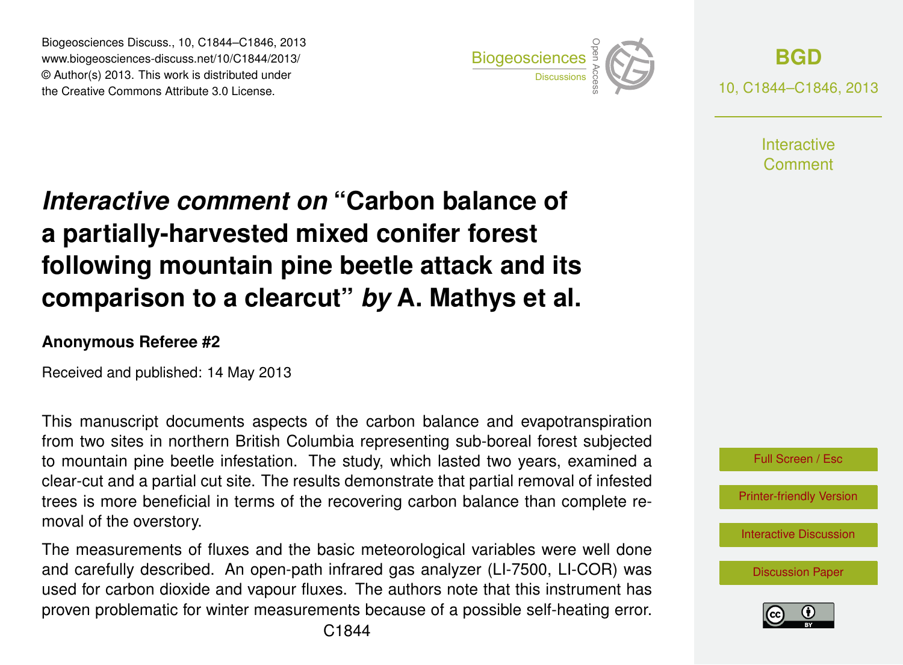# *Interactive comment on* "Carbon balance of a partially-harvested mixed conifer forest following mountain pine beetle attack and its comparison to a clearcut" *by* A. Mathys et al.

**Anonymous Referee #2**

Received and published: 14 May 2013

This manuscript documents aspects of the carbon balance and evapotranspiration from two sites in northern British Columbia representing sub-boreal forest subjected to mountain pine beetle infestation. The study, which lasted two years, examined a clear-cut and a partial cut site. The results demonstrate that partial removal of infested trees is more beneficial in terms of the recovering carbon balance than complete removal of the overstory.

The measurements of fluxes and the basic meteorological variables were well done and carefully described. An open-path infrared gas analyzer (LI-7500, LI-COR) was used for carbon dioxide and vapour fluxes. The authors note that this instrument has proven problematic for winter measurements because of a possible self-heating error.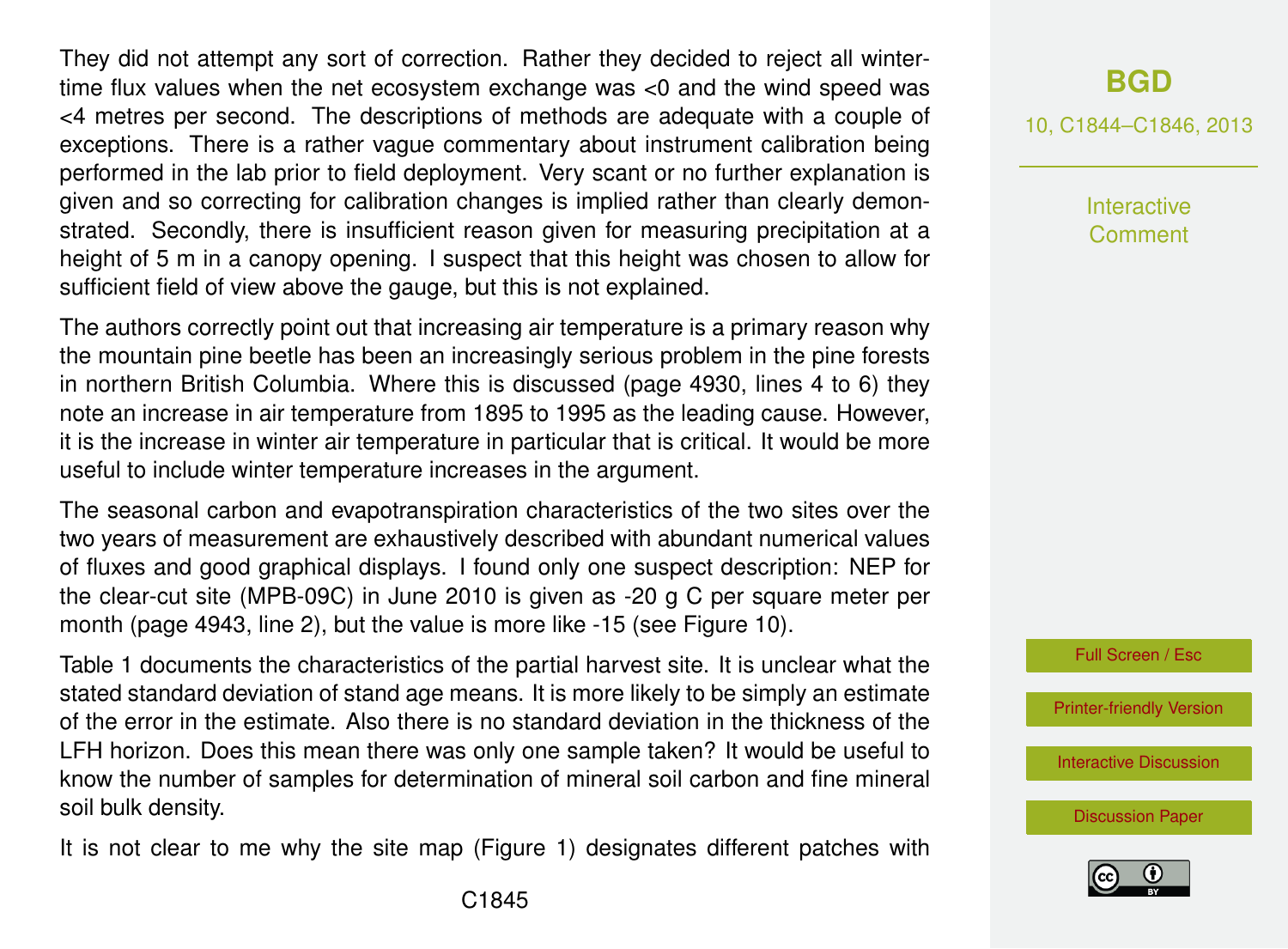They did not attempt any sort of correction. Rather they decided to reject all winter-time flux values when the net ecosystem exchange was <0 and the wind speed was <4 metres per second. The descriptions of methods are adequate with a couple of exceptions. There is a rather vague commentary about instrument calibration being performed in the lab prior to field deployment. Very scant or no further explanation is given and so correcting for calibration changes is implied rather than clearly demonstrated. Secondly, there is insufficient reason given for measuring precipitation at a height of 5 m in a canopy opening. I suspect that this height was chosen to allow for sufficient field of view above the gauge, but this is not explained.

The authors correctly point out that increasing air temperature is a primary reason why the mountain pine beetle has been an increasingly serious problem in the pine forests in northern British Columbia. Where this is discussed (page 4930, lines 4 to 6) they note an increase in air temperature from 1895 to 1995 as the leading cause. However, it is the increase in winter air temperature in particular that is critical. It would be more useful to include winter temperature increases in the argument.

The seasonal carbon and evapotranspiration characteristics of the two sites over the two years of measurement are exhaustively described with abundant numerical values of fluxes and good graphical displays. I found only one suspect description: NEP for the clear-cut site (MPB-09C) in June 2010 is given as -20 g C per square meter per month (page 4943, line 2), but the value is more like -15 (see Figure 10).

Table 1 documents the characteristics of the partial harvest site. It is unclear what the stated standard deviation of stand age means. It is more likely to be simply an estimate of the error in the estimate. Also there is no standard deviation in the thickness of the LFH horizon. Does this mean there was only one sample taken? It would be useful to know the number of samples for determination of mineral soil carbon and fine mineral soil bulk density.

It is not clear to me why the site map (Figure 1) designates different patches with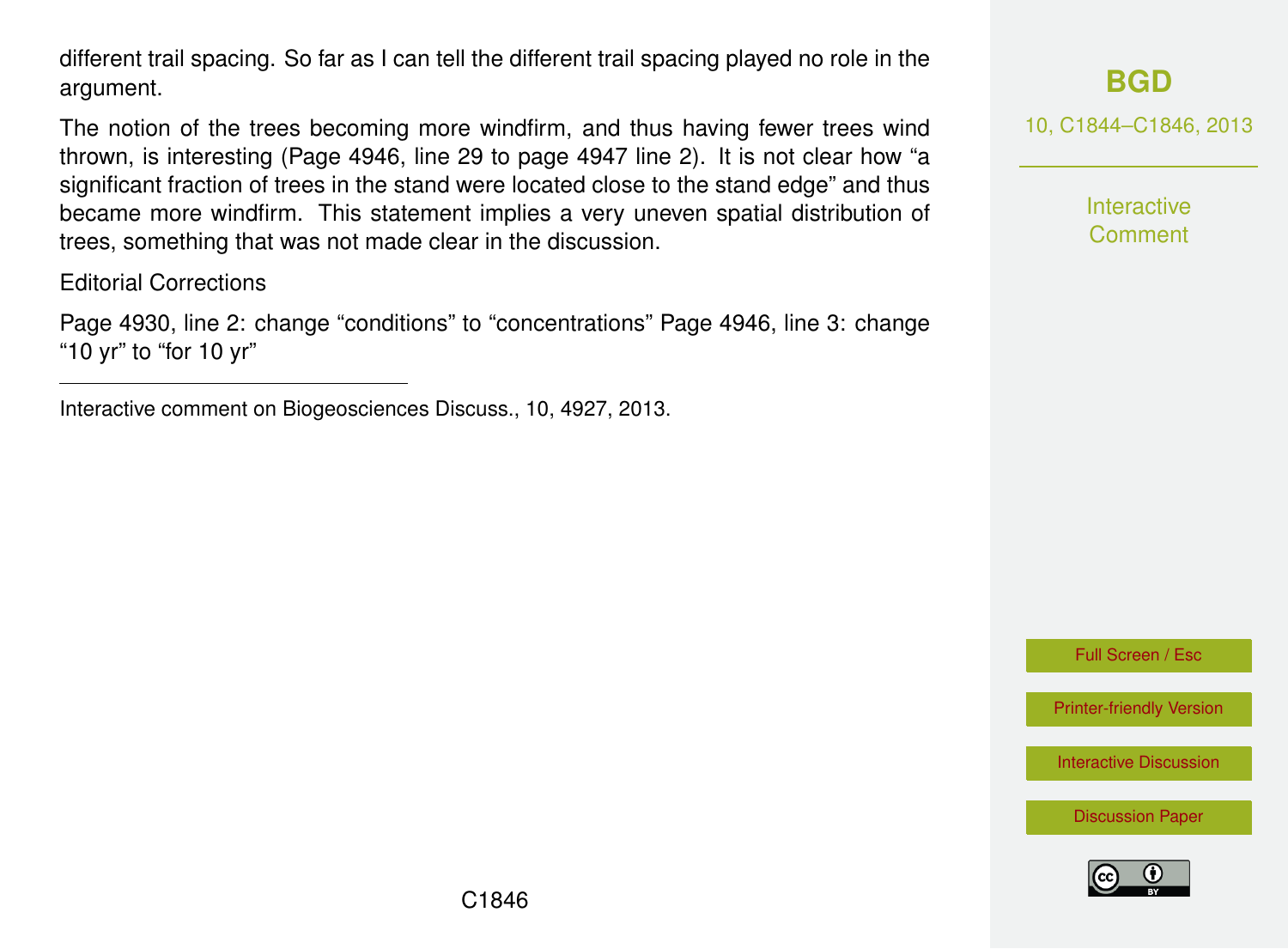different trail spacing. So far as I can tell the different trail spacing played no role in the argument.

The notion of the trees becoming more windfirm, and thus having fewer trees wind thrown, is interesting (Page 4946, line 29 to page 4947 line 2). It is not clear how "a significant fraction of trees in the stand were located close to the stand edge" and thus became more windfirm. This statement implies a very uneven spatial distribution of trees, something that was not made clear in the discussion.

Editorial Corrections

Page 4930, line 2: change "conditions" to "concentrations" Page 4946, line 3: change "10 yr" to "for 10 yr"

---

Interactive comment on Biogeosciences Discuss., 10, 4927, 2013.